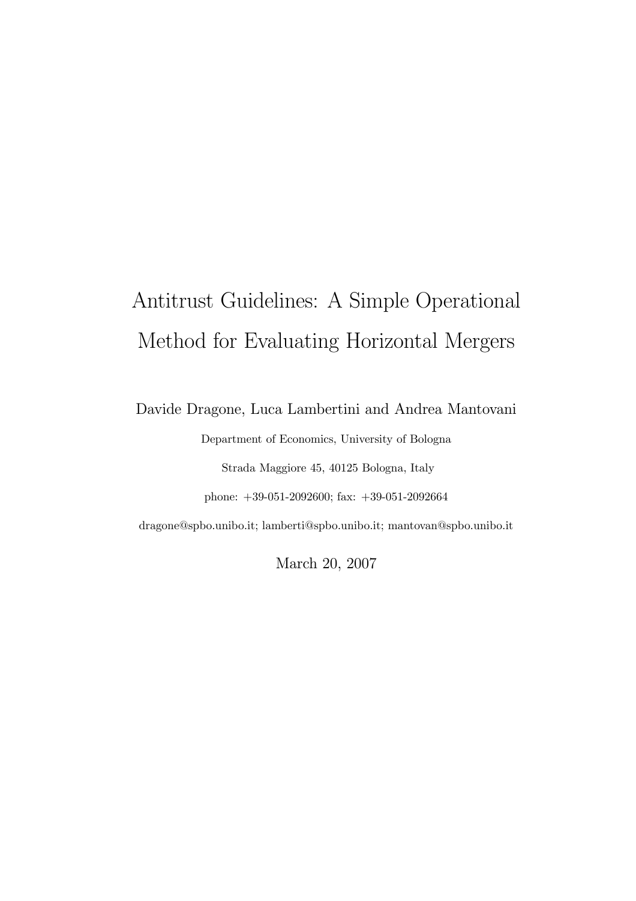# Antitrust Guidelines: A Simple Operational Method for Evaluating Horizontal Mergers

Davide Dragone, Luca Lambertini and Andrea Mantovani

Department of Economics, University of Bologna

Strada Maggiore 45, 40125 Bologna, Italy

phone: +39-051-2092600; fax: +39-051-2092664

dragone@spbo.unibo.it; lamberti@spbo.unibo.it; mantovan@spbo.unibo.it

March 20, 2007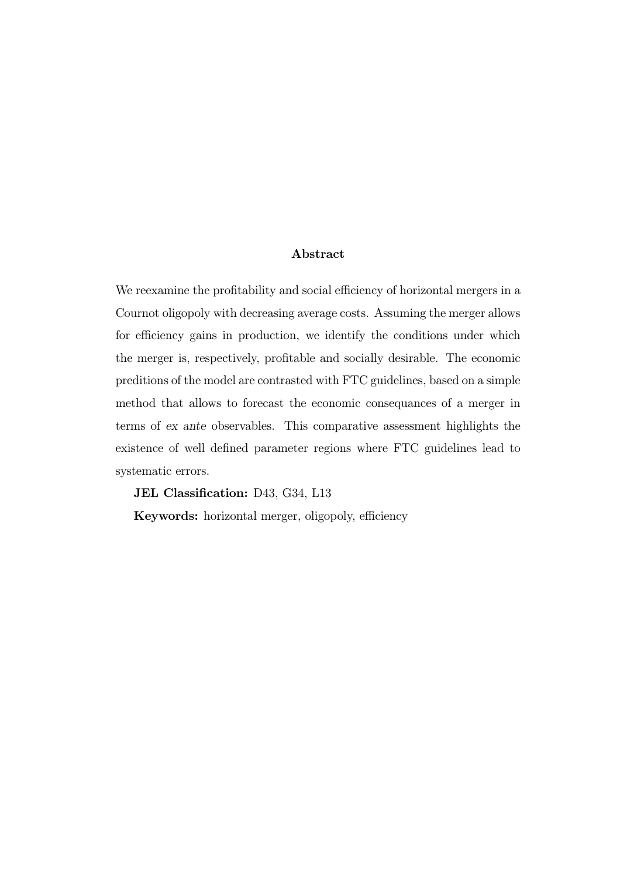## Abstract

We reexamine the profitability and social efficiency of horizontal mergers in a Cournot oligopoly with decreasing average costs. Assuming the merger allows for efficiency gains in production, we identify the conditions under which the merger is, respectively, profitable and socially desirable. The economic preditions of the model are contrasted with FTC guidelines, based on a simple method that allows to forecast the economic consequances of a merger in terms of *ex ante* observables. This comparative assessment highlights the existence of well defined parameter regions where FTC guidelines lead to systematic errors.

**JEL Classification:** D43, G34, L13

**Keywords:** horizontal merger, oligopoly, efficiency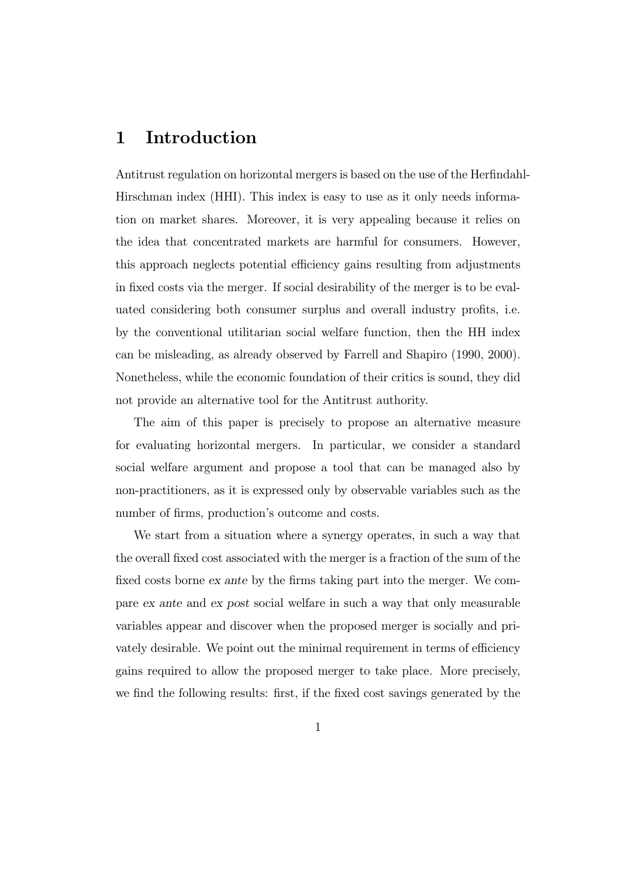# 1 Introduction

Antitrust regulation on horizontal mergers is based on the use of the Herfindahl-Hirschman index (HHI). This index is easy to use as it only needs information on market shares. Moreover, it is very appealing because it relies on the idea that concentrated markets are harmful for consumers. However, this approach neglects potential efficiency gains resulting from adjustments in fixed costs via the merger. If social desirability of the merger is to be evaluated considering both consumer surplus and overall industry profits, i.e. by the conventional utilitarian social welfare function, then the HH index can be misleading, as already observed by Farrell and Shapiro (1990, 2000). Nonetheless, while the economic foundation of their critics is sound, they did not provide an alternative tool for the Antitrust authority.

The aim of this paper is precisely to propose an alternative measure for evaluating horizontal mergers. In particular, we consider a standard social welfare argument and propose a tool that can be managed also by non-practitioners, as it is expressed only by observable variables such as the number of firms, production's outcome and costs.

We start from a situation where a synergy operates, in such a way that the overall fixed cost associated with the merger is a fraction of the sum of the fixed costs borne *ex ante* by the firms taking part into the merger. We compare *ex ante* and *ex post* social welfare in such a way that only measurable variables appear and discover when the proposed merger is socially and privately desirable. We point out the minimal requirement in terms of efficiency gains required to allow the proposed merger to take place. More precisely, we find the following results: first, if the fixed cost savings generated by the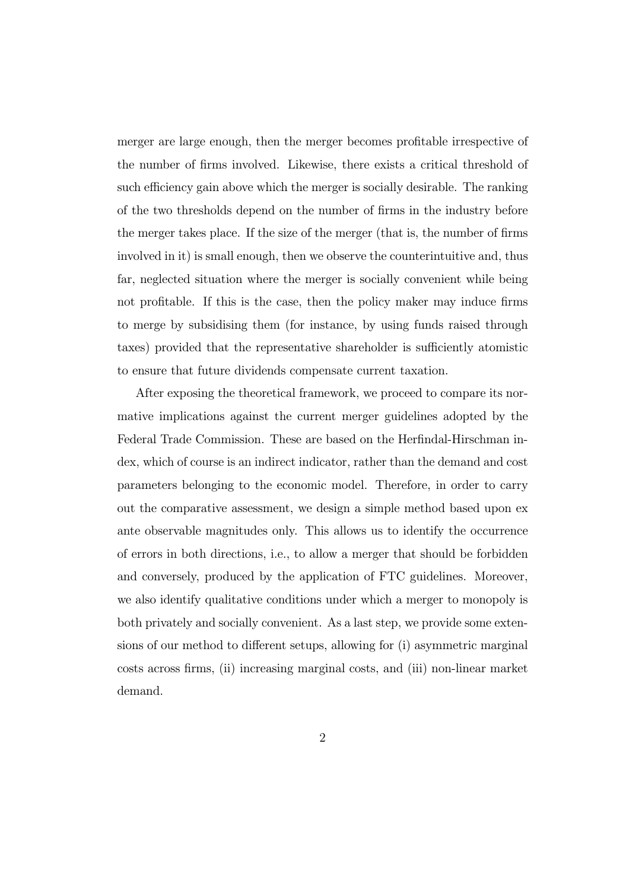merger are large enough, then the merger becomes profitable irrespective of the number of firms involved. Likewise, there exists a critical threshold of such efficiency gain above which the merger is socially desirable. The ranking of the two thresholds depend on the number of firms in the industry before the merger takes place. If the size of the merger (that is, the number of firms involved in it) is small enough, then we observe the counterintuitive and, thus far, neglected situation where the merger is socially convenient while being not profitable. If this is the case, then the policy maker may induce firms to merge by subsidising them (for instance, by using funds raised through taxes) provided that the representative shareholder is sufficiently atomistic to ensure that future dividends compensate current taxation.

After exposing the theoretical framework, we proceed to compare its normative implications against the current merger guidelines adopted by the Federal Trade Commission. These are based on the Herfindal-Hirschman index, which of course is an indirect indicator, rather than the demand and cost parameters belonging to the economic model. Therefore, in order to carry out the comparative assessment, we design a simple method based upon ex ante observable magnitudes only. This allows us to identify the occurrence of errors in both directions, i.e., to allow a merger that should be forbidden and conversely, produced by the application of FTC guidelines. Moreover, we also identify qualitative conditions under which a merger to monopoly is both privately and socially convenient. As a last step, we provide some extensions of our method to different setups, allowing for (i) asymmetric marginal costs across firms, (ii) increasing marginal costs, and (iii) non-linear market demand.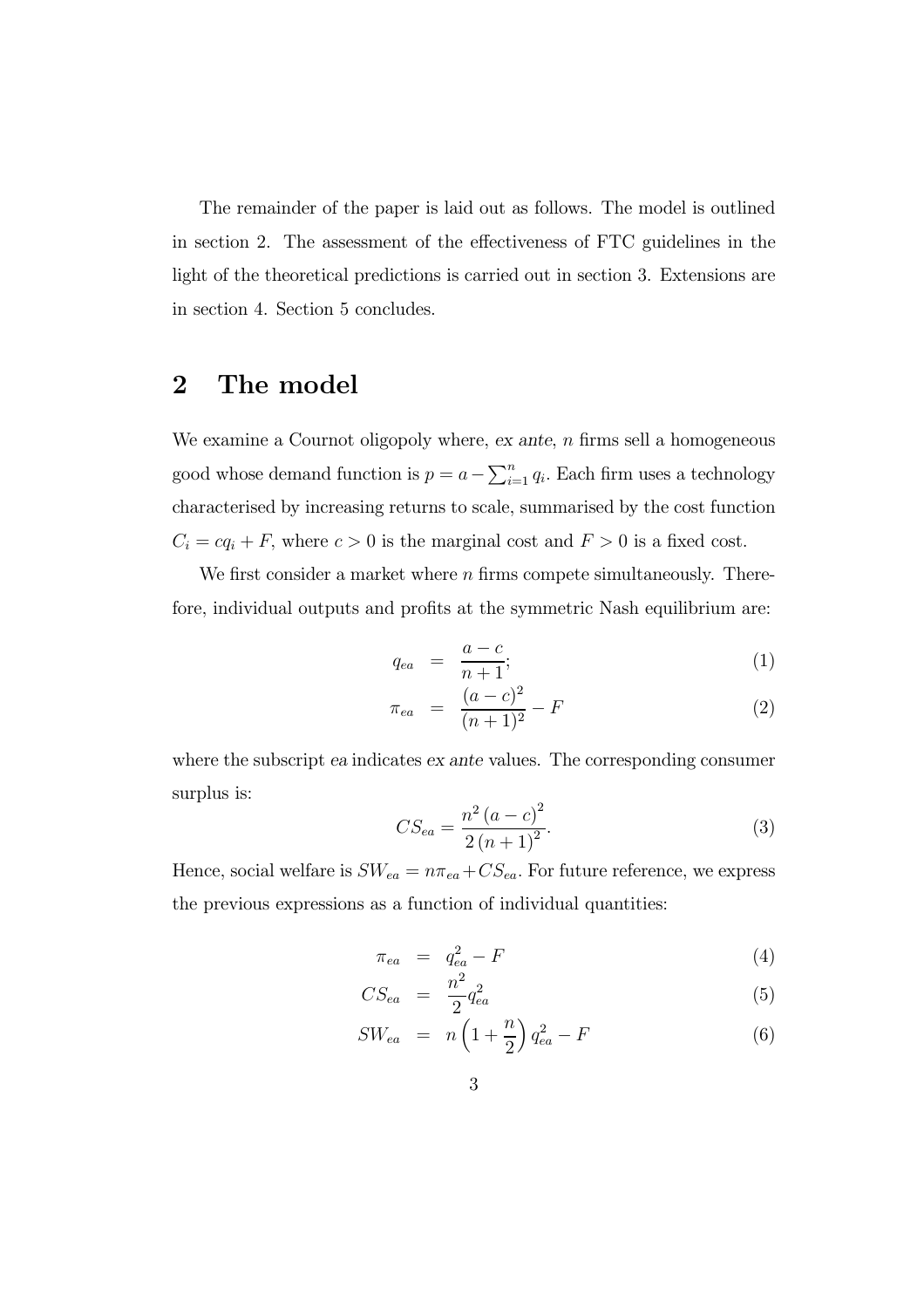The remainder of the paper is laid out as follows. The model is outlined in section 2. The assessment of the effectiveness of FTC guidelines in the light of the theoretical predictions is carried out in section 3. Extensions are in section 4. Section 5 concludes.

## 2 The model

We examine a Cournot oligopoly where, *ex ante*, $n$ firms sell a homogeneous good whose demand function is $p = a - \sum_{i=1}^{n} q_i$. Each firm uses a technology characterised by increasing returns to scale, summarised by the cost function $C_i = cq_i + F$, where $c > 0$ is the marginal cost and $F > 0$ is a fixed cost.

We first consider a market where $n$ firms compete simultaneously. Therefore, individual outputs and profits at the symmetric Nash equilibrium are:

$$q_{ea} = \frac{a-c}{n+1}; \tag{1}$$

$$\pi_{ea} = \frac{(a-c)^2}{(n+1)^2} - F \tag{2}$$

where the subscript *ea* indicates *ex ante* values. The corresponding consumer surplus is:

$$CS_{ea} = \frac{n^2 (a-c)^2}{2(n+1)^2}. \tag{3}$$

Hence, social welfare is $SW_{ea} = n\pi_{ea} + CS_{ea}$. For future reference, we express the previous expressions as a function of individual quantities:

$$\pi_{ea} = q_{ea}^2 - F \tag{4}$$

$$CS_{ea} = \frac{n^2}{2} q_{ea}^2 \tag{5}$$

$$SW_{ea} = n\left(1 + \frac{n}{2}\right) q_{ea}^2 - F \tag{6}$$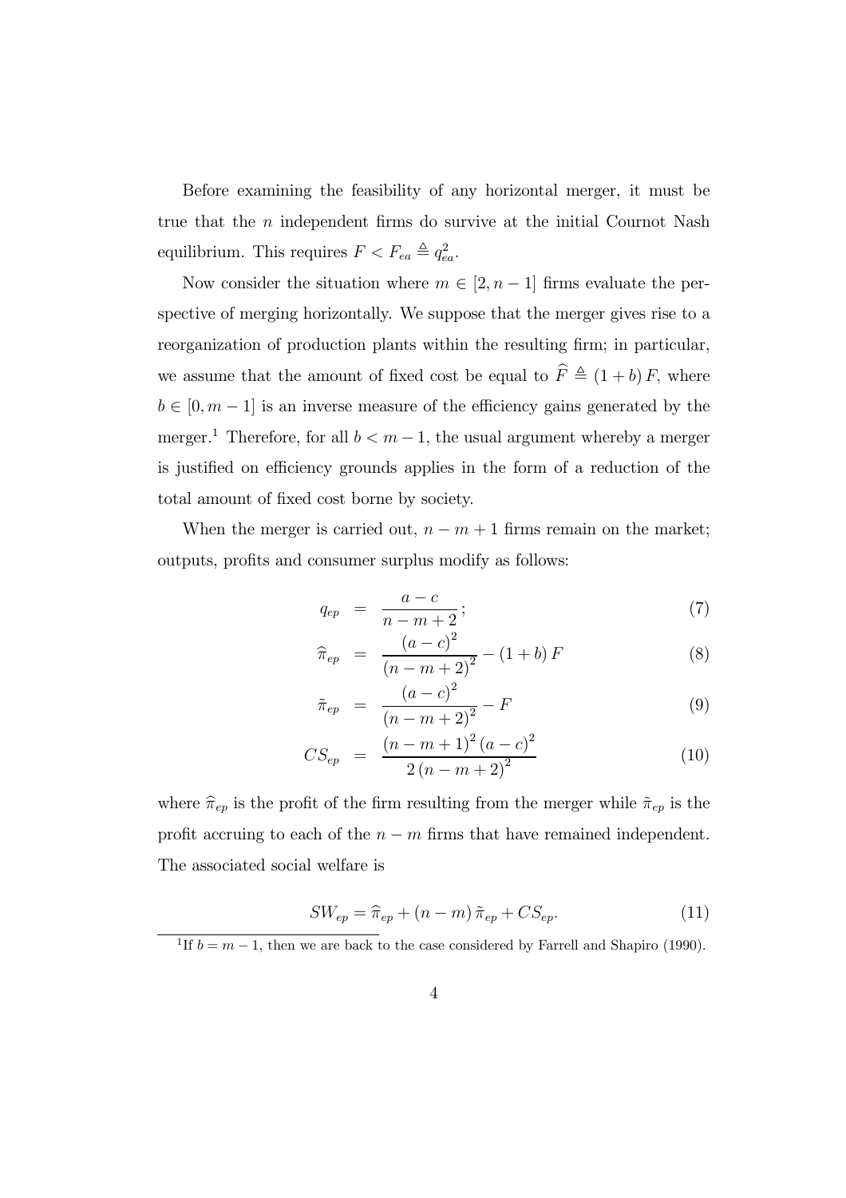Before examining the feasibility of any horizontal merger, it must be true that the $n$ independent firms do survive at the initial Cournot Nash equilibrium. This requires $F < F_{ea} \triangleq q_{ea}^2$.

Now consider the situation where $m \in [2, n-1]$ firms evaluate the perspective of merging horizontally. We suppose that the merger gives rise to a reorganization of production plants within the resulting firm; in particular, we assume that the amount of fixed cost be equal to $\widehat{F} \triangleq (1+b) F$, where $b \in [0, m-1]$ is an inverse measure of the efficiency gains generated by the merger.[1] Therefore, for all $b < m-1$, the usual argument whereby a merger is justified on efficiency grounds applies in the form of a reduction of the total amount of fixed cost borne by society.

When the merger is carried out, $n-m+1$ firms remain on the market; outputs, profits and consumer surplus modify as follows:

$$q_{ep} = \frac{a-c}{n-m+2}; \tag{7}$$

$$\widehat{\pi}_{ep} = \frac{(a-c)^2}{(n-m+2)^2} - (1+b) F \tag{8}$$

$$\tilde{\pi}_{ep} = \frac{(a-c)^2}{(n-m+2)^2} - F \tag{9}$$

$$CS_{ep} = \frac{(n-m+1)^2 (a-c)^2}{2(n-m+2)^2} \tag{10}$$

where $\widehat{\pi}_{ep}$ is the profit of the firm resulting from the merger while $\tilde{\pi}_{ep}$ is the profit accruing to each of the $n-m$ firms that have remained independent. The associated social welfare is

$$SW_{ep} = \widehat{\pi}_{ep} + (n-m) \tilde{\pi}_{ep} + CS_{ep}. \tag{11}$$

[1] If $b = m-1$, then we are back to the case considered by Farrell and Shapiro (1990).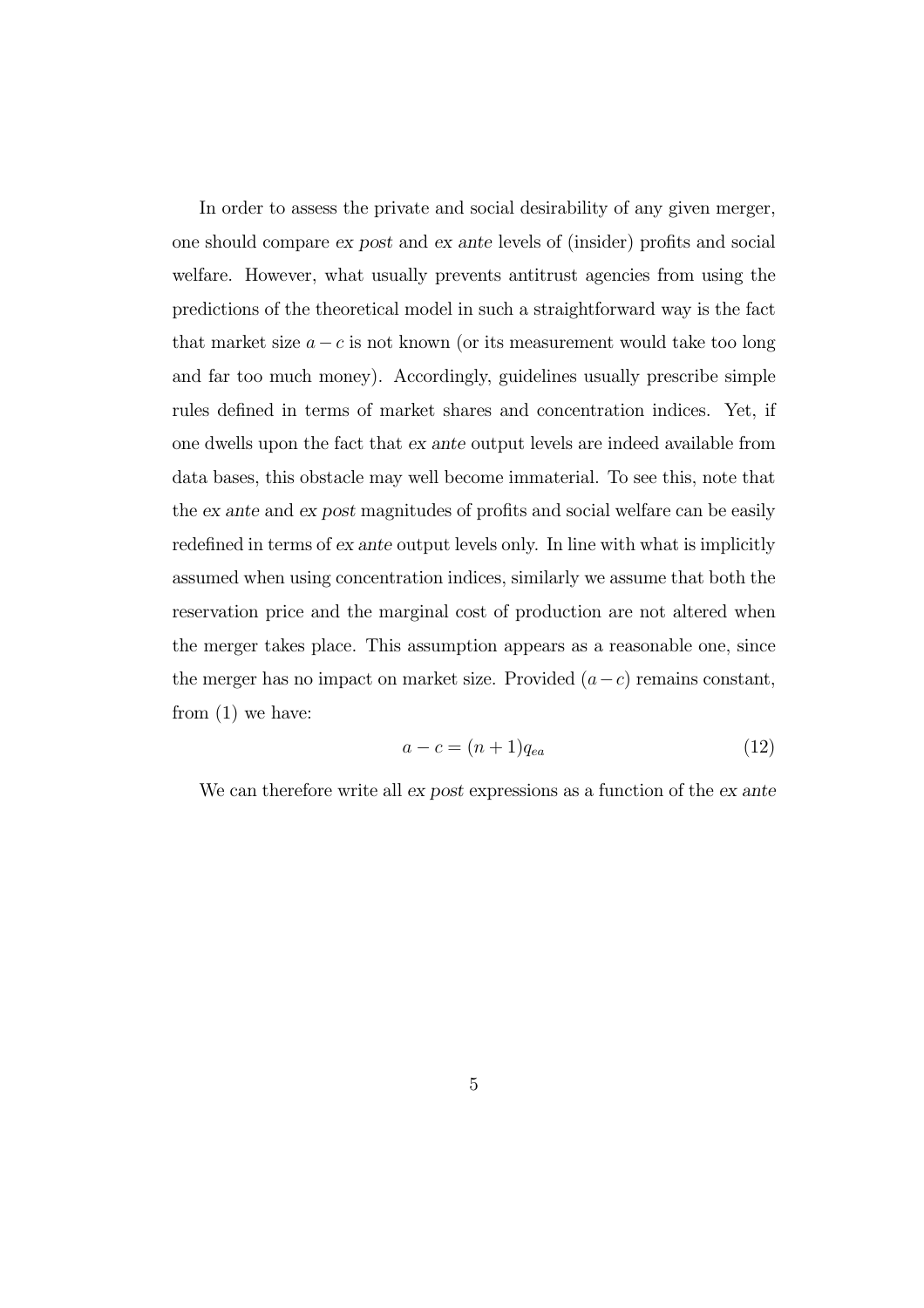In order to assess the private and social desirability of any given merger, one should compare *ex post* and *ex ante* levels of (insider) profits and social welfare. However, what usually prevents antitrust agencies from using the predictions of the theoretical model in such a straightforward way is the fact that market size $a - c$ is not known (or its measurement would take too long and far too much money). Accordingly, guidelines usually prescribe simple rules defined in terms of market shares and concentration indices. Yet, if one dwells upon the fact that *ex ante* output levels are indeed available from data bases, this obstacle may well become immaterial. To see this, note that the *ex ante* and *ex post* magnitudes of profits and social welfare can be easily redefined in terms of *ex ante* output levels only. In line with what is implicitly assumed when using concentration indices, similarly we assume that both the reservation price and the marginal cost of production are not altered when the merger takes place. This assumption appears as a reasonable one, since the merger has no impact on market size. Provided $(a-c)$ remains constant, from (1) we have:

$$a - c = (n+1)q_{ea} \tag{12}$$

We can therefore write all *ex post* expressions as a function of the *ex ante*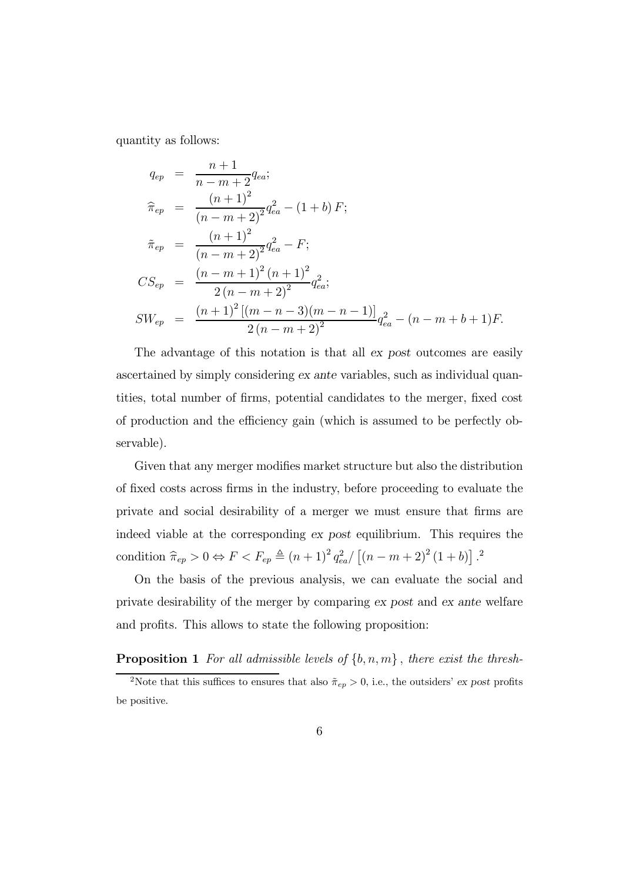quantity as follows:

$$
\begin{aligned}
q_{ep} &= \frac{n+1}{n-m+2} q_{ea}; \\
\widehat{\pi}_{ep} &= \frac{(n+1)^2}{(n-m+2)^2} q_{ea}^2 - (1+b) F; \\
\tilde{\pi}_{ep} &= \frac{(n+1)^2}{(n-m+2)^2} q_{ea}^2 - F; \\
CS_{ep} &= \frac{(n-m+1)^2 (n+1)^2}{2(n-m+2)^2} q_{ea}^2; \\
SW_{ep} &= \frac{(n+1)^2 [(m-n-3)(m-n-1)]}{2(n-m+2)^2} q_{ea}^2 - (n-m+b+1)F.
\end{aligned}
$$

The advantage of this notation is that all *ex post* outcomes are easily ascertained by simply considering *ex ante* variables, such as individual quantities, total number of firms, potential candidates to the merger, fixed cost of production and the efficiency gain (which is assumed to be perfectly observable).

Given that any merger modifies market structure but also the distribution of fixed costs across firms in the industry, before proceeding to evaluate the private and social desirability of a merger we must ensure that firms are indeed viable at the corresponding *ex post* equilibrium. This requires the condition $\widehat{\pi}_{ep} > 0 \Leftrightarrow F < F_{ep} \triangleq (n+1)^2 q_{ea}^2 / \left[(n-m+2)^2 (1+b)\right]$.[2]

On the basis of the previous analysis, we can evaluate the social and private desirability of the merger by comparing *ex post* and *ex ante* welfare and profits. This allows to state the following proposition:

**Proposition 1** *For all admissible levels of $\{b, n, m\}$, there exist the thresh-*

[2]Note that this suffices to ensures that also $\tilde{\pi}_{ep} > 0$, i.e., the outsiders' *ex post* profits be positive.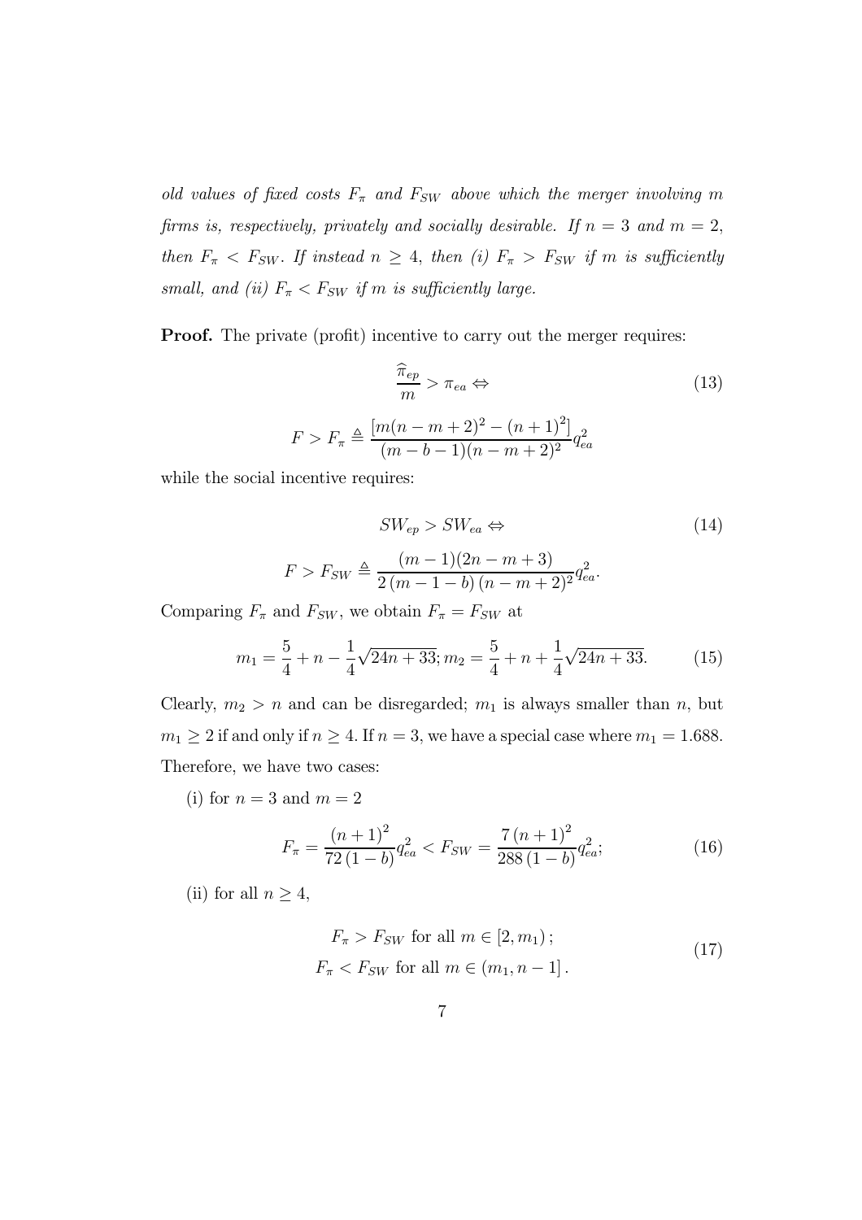*old values of fixed costs $F_\pi$ and $F_{SW}$ above which the merger involving $m$ firms is, respectively, privately and socially desirable. If $n = 3$ and $m = 2$, then $F_\pi < F_{SW}$. If instead $n \geq 4$, then (i) $F_\pi > F_{SW}$ if $m$ is sufficiently small, and (ii) $F_\pi < F_{SW}$ if $m$ is sufficiently large.*

**Proof.** The private (profit) incentive to carry out the merger requires:

$$\frac{\widehat{\pi}_{ep}}{m} > \pi_{ea} \Leftrightarrow \tag{13}$$

$$F > F_\pi \triangleq \frac{\left[m(n-m+2)^2 - (n+1)^2\right]}{(m-b-1)(n-m+2)^2} q_{ea}^2$$

while the social incentive requires:

$$SW_{ep} > SW_{ea} \Leftrightarrow \tag{14}$$

$$F > F_{SW} \triangleq \frac{(m-1)(2n-m+3)}{2\left(m-1-b\right)\left(n-m+2\right)^2} q_{ea}^2.$$

Comparing $F_\pi$ and $F_{SW}$, we obtain $F_\pi = F_{SW}$ at

$$m_1 = \frac{5}{4} + n - \frac{1}{4}\sqrt{24n+33}; m_2 = \frac{5}{4} + n + \frac{1}{4}\sqrt{24n+33}. \tag{15}$$

Clearly, $m_2 > n$ and can be disregarded; $m_1$ is always smaller than $n$, but $m_1 \geq 2$ if and only if $n \geq 4$. If $n = 3$, we have a special case where $m_1 = 1.688$. Therefore, we have two cases:

(i) for $n = 3$ and $m = 2$

$$F_\pi = \frac{(n+1)^2}{72\left(1-b\right)} q_{ea}^2 < F_{SW} = \frac{7\left(n+1\right)^2}{288\left(1-b\right)} q_{ea}^2; \tag{16}$$

(ii) for all $n \geq 4$,

$$\begin{gathered} F_\pi > F_{SW} \text{ for all } m \in [2, m_1)\,; \\ F_\pi < F_{SW} \text{ for all } m \in (m_1, n-1]\,. \end{gathered} \tag{17}$$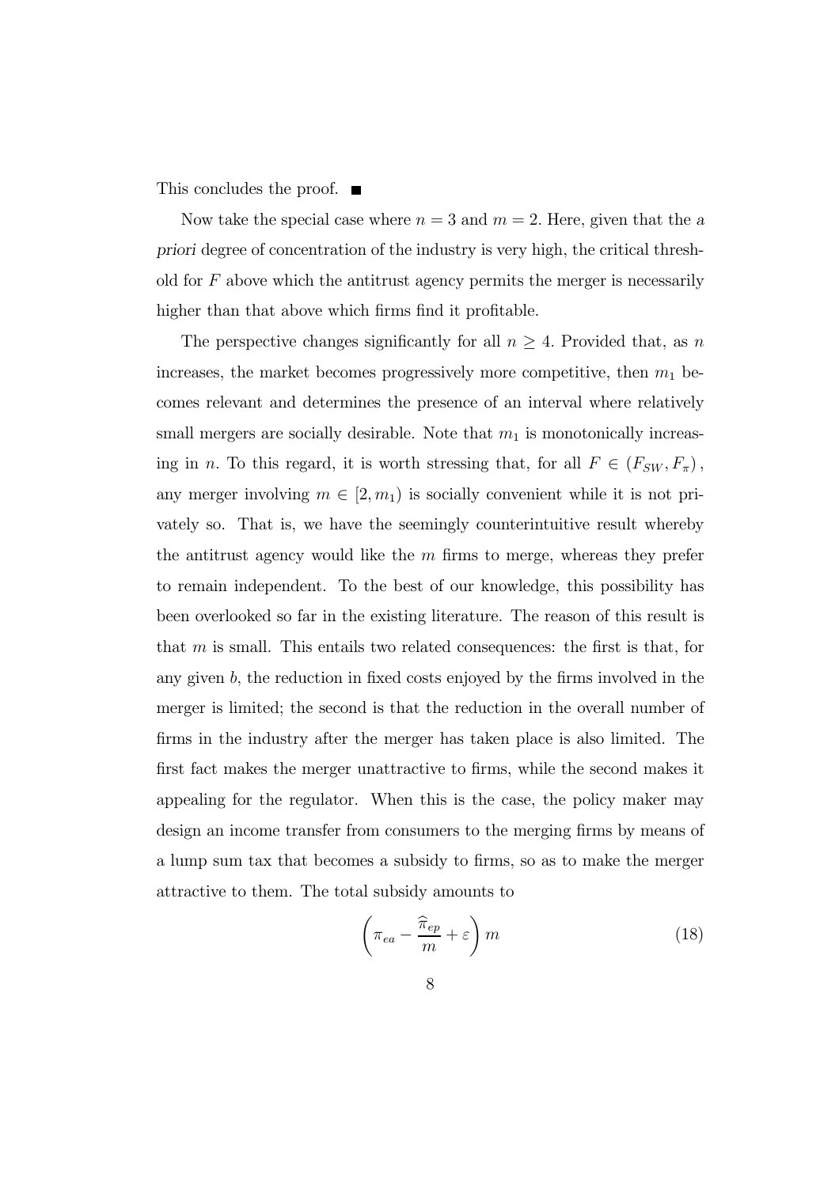This concludes the proof. ■

Now take the special case where $n = 3$ and $m = 2$. Here, given that the *a priori* degree of concentration of the industry is very high, the critical threshold for $F$ above which the antitrust agency permits the merger is necessarily higher than that above which firms find it profitable.

The perspective changes significantly for all $n \geq 4$. Provided that, as $n$ increases, the market becomes progressively more competitive, then $m_1$ becomes relevant and determines the presence of an interval where relatively small mergers are socially desirable. Note that $m_1$ is monotonically increasing in $n$. To this regard, it is worth stressing that, for all $F \in (F_{SW}, F_{\pi})$, any merger involving $m \in [2, m_1)$ is socially convenient while it is not privately so. That is, we have the seemingly counterintuitive result whereby the antitrust agency would like the $m$ firms to merge, whereas they prefer to remain independent. To the best of our knowledge, this possibility has been overlooked so far in the existing literature. The reason of this result is that $m$ is small. This entails two related consequences: the first is that, for any given $b$, the reduction in fixed costs enjoyed by the firms involved in the merger is limited; the second is that the reduction in the overall number of firms in the industry after the merger has taken place is also limited. The first fact makes the merger unattractive to firms, while the second makes it appealing for the regulator. When this is the case, the policy maker may design an income transfer from consumers to the merging firms by means of a lump sum tax that becomes a subsidy to firms, so as to make the merger attractive to them. The total subsidy amounts to

$$\left( \pi_{ea} - \frac{\widehat{\pi}_{ep}}{m} + \varepsilon \right) m \tag{18}$$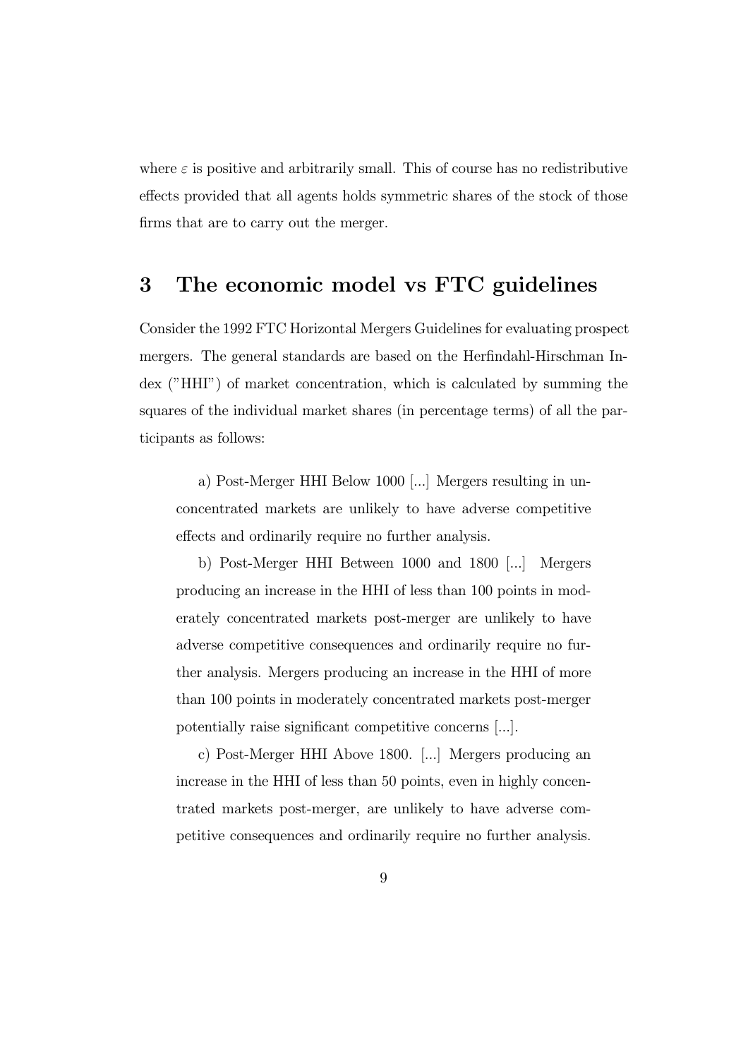where $\varepsilon$ is positive and arbitrarily small. This of course has no redistributive effects provided that all agents holds symmetric shares of the stock of those firms that are to carry out the merger.

## 3 The economic model vs FTC guidelines

Consider the 1992 FTC Horizontal Mergers Guidelines for evaluating prospect mergers. The general standards are based on the Herfindahl-Hirschman Index ("HHI") of market concentration, which is calculated by summing the squares of the individual market shares (in percentage terms) of all the participants as follows:

> a) Post-Merger HHI Below 1000 [...] Mergers resulting in unconcentrated markets are unlikely to have adverse competitive effects and ordinarily require no further analysis.
>
> b) Post-Merger HHI Between 1000 and 1800 [...] Mergers producing an increase in the HHI of less than 100 points in moderately concentrated markets post-merger are unlikely to have adverse competitive consequences and ordinarily require no further analysis. Mergers producing an increase in the HHI of more than 100 points in moderately concentrated markets post-merger potentially raise significant competitive concerns [...].
>
> c) Post-Merger HHI Above 1800. [...] Mergers producing an increase in the HHI of less than 50 points, even in highly concentrated markets post-merger, are unlikely to have adverse competitive consequences and ordinarily require no further analysis.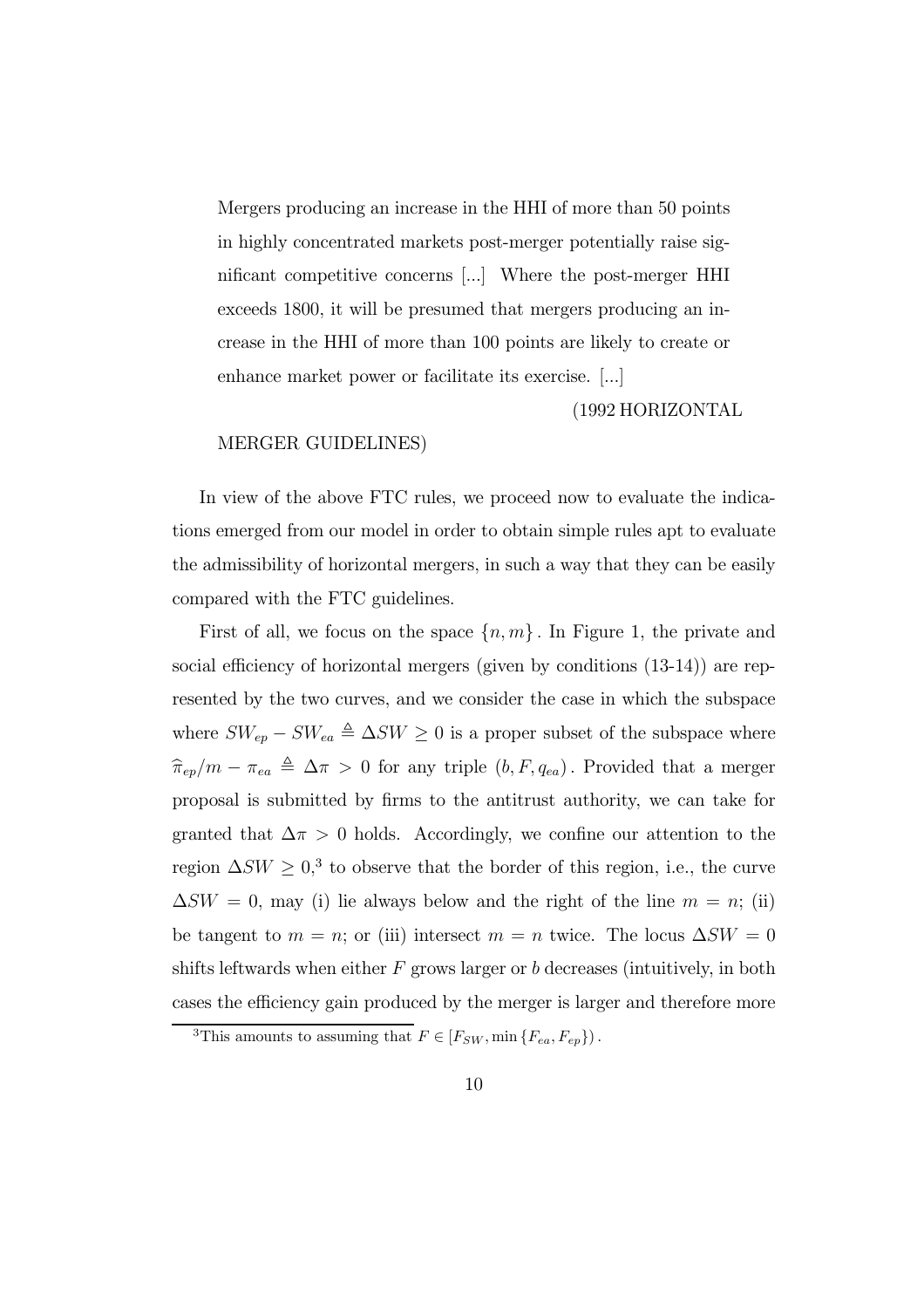> Mergers producing an increase in the HHI of more than 50 points in highly concentrated markets post-merger potentially raise significant competitive concerns [...] Where the post-merger HHI exceeds 1800, it will be presumed that mergers producing an increase in the HHI of more than 100 points are likely to create or enhance market power or facilitate its exercise. [...]
>
> (1992 HORIZONTAL MERGER GUIDELINES)

In view of the above FTC rules, we proceed now to evaluate the indications emerged from our model in order to obtain simple rules apt to evaluate the admissibility of horizontal mergers, in such a way that they can be easily compared with the FTC guidelines.

First of all, we focus on the space $\{n, m\}$. In Figure 1, the private and social efficiency of horizontal mergers (given by conditions (13-14)) are represented by the two curves, and we consider the case in which the subspace where $SW_{ep} - SW_{ea} \triangleq \Delta SW \geq 0$ is a proper subset of the subspace where $\widehat{\pi}_{ep}/m - \pi_{ea} \triangleq \Delta\pi > 0$ for any triple $(b, F, q_{ea})$. Provided that a merger proposal is submitted by firms to the antitrust authority, we can take for granted that $\Delta\pi > 0$ holds. Accordingly, we confine our attention to the region $\Delta SW \geq 0$,[3] to observe that the border of this region, i.e., the curve $\Delta SW = 0$, may (i) lie always below and the right of the line $m = n$; (ii) be tangent to $m = n$; or (iii) intersect $m = n$ twice. The locus $\Delta SW = 0$ shifts leftwards when either $F$ grows larger or $b$ decreases (intuitively, in both cases the efficiency gain produced by the merger is larger and therefore more

[3] This amounts to assuming that $F \in [F_{SW}, \min\{F_{ea}, F_{ep}\})$.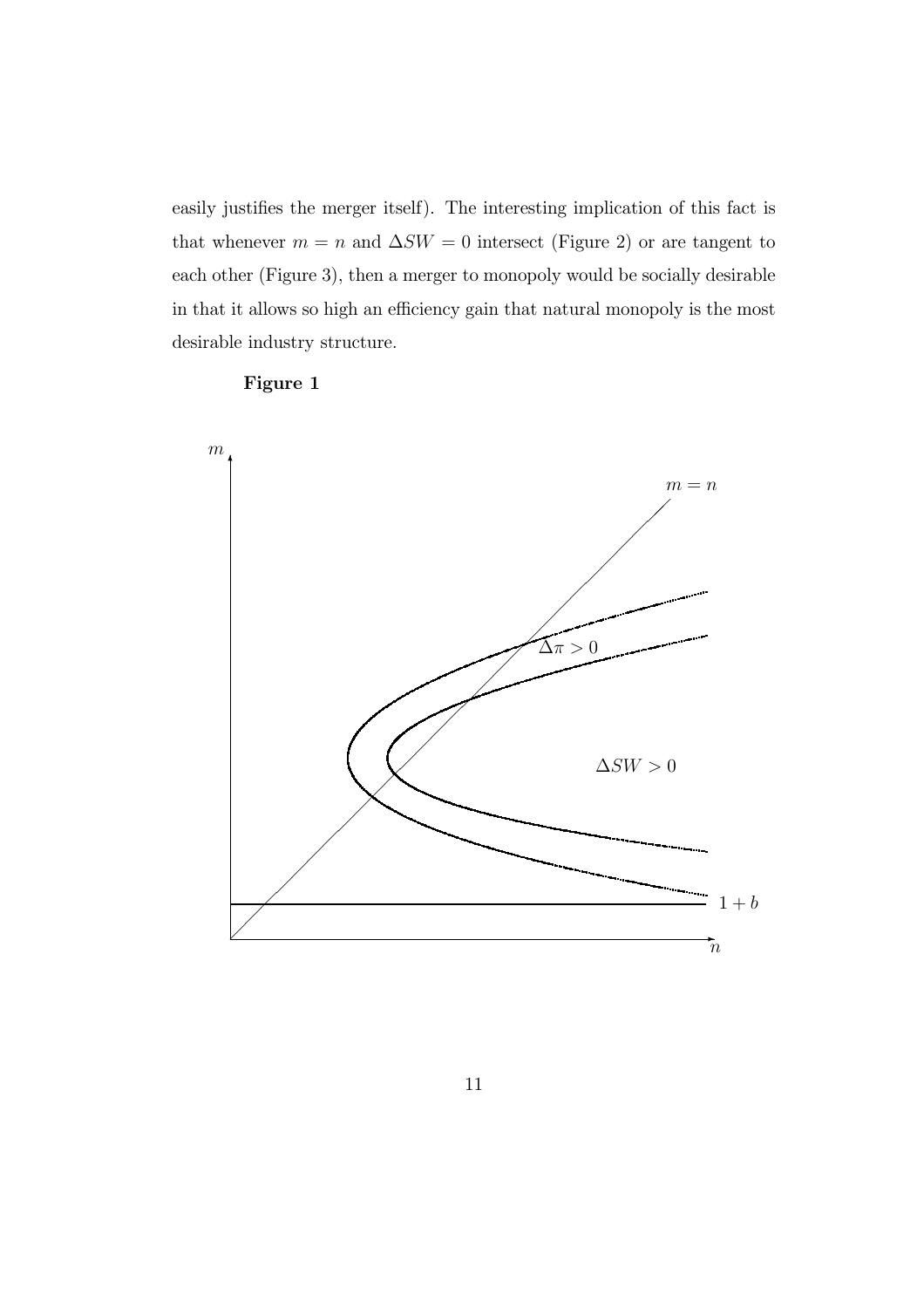easily justifies the merger itself). The interesting implication of this fact is that whenever $m = n$ and $\Delta SW = 0$ intersect (Figure 2) or are tangent to each other (Figure 3), then a merger to monopoly would be socially desirable in that it allows so high an efficiency gain that natural monopoly is the most desirable industry structure.

**Figure 1**

$m$

$m = n$

$\Delta\pi > 0$

$\Delta SW > 0$

$1 + b$

$n$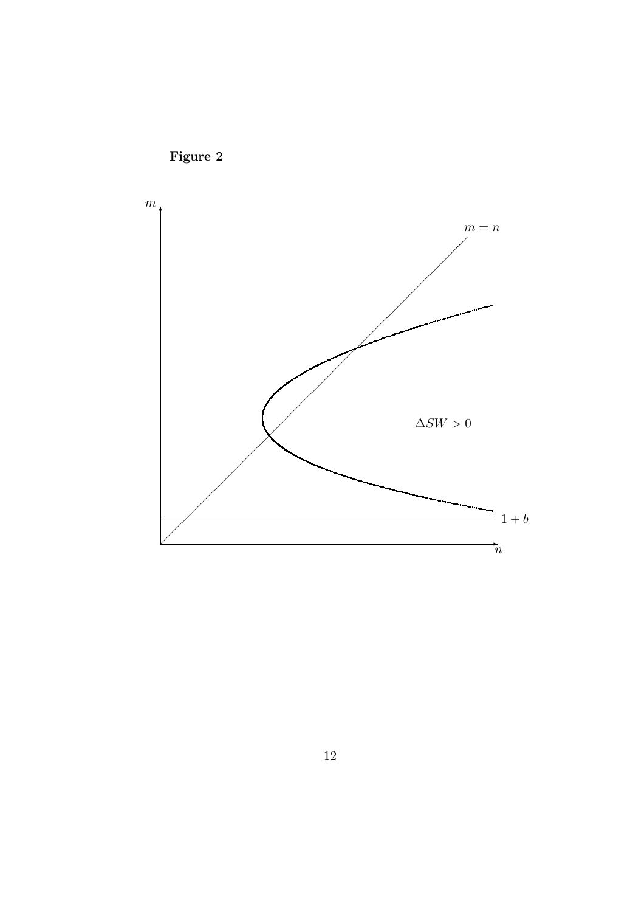**Figure 2**

$m$

$m = n$

$\Delta SW > 0$

$1 + b$

$n$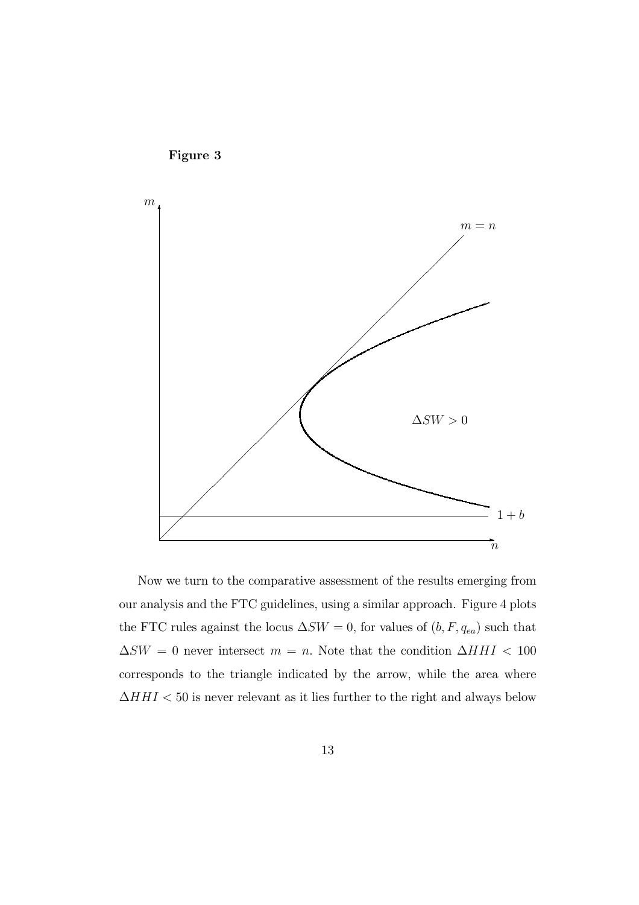**Figure 3**

$m$

$m = n$

$\Delta SW > 0$

$1 + b$

$n$

Now we turn to the comparative assessment of the results emerging from our analysis and the FTC guidelines, using a similar approach. Figure 4 plots the FTC rules against the locus $\Delta SW = 0$, for values of $(b, F, q_{ea})$ such that $\Delta SW = 0$ never intersect $m = n$. Note that the condition $\Delta HHI < 100$ corresponds to the triangle indicated by the arrow, while the area where $\Delta HHI < 50$ is never relevant as it lies further to the right and always below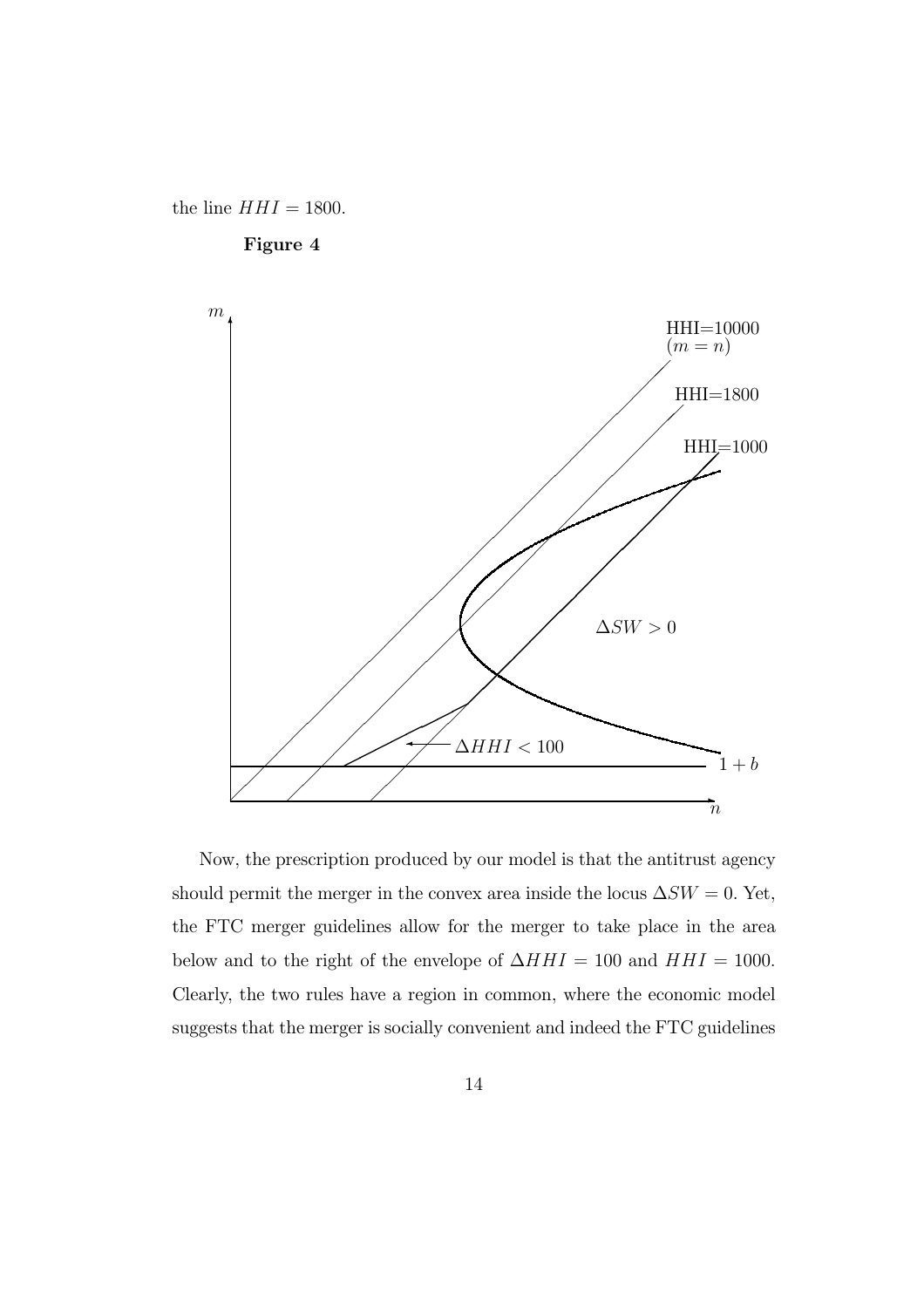the line $HHI = 1800$.

**Figure 4**

$m$

HHI=10000
$(m = n)$

HHI=1800

HHI=1000

$\Delta SW > 0$

$\Delta HHI < 100$

$1 + b$

$n$

Now, the prescription produced by our model is that the antitrust agency should permit the merger in the convex area inside the locus $\Delta SW = 0$. Yet, the FTC merger guidelines allow for the merger to take place in the area below and to the right of the envelope of $\Delta HHI = 100$ and $HHI = 1000$. Clearly, the two rules have a region in common, where the economic model suggests that the merger is socially convenient and indeed the FTC guidelines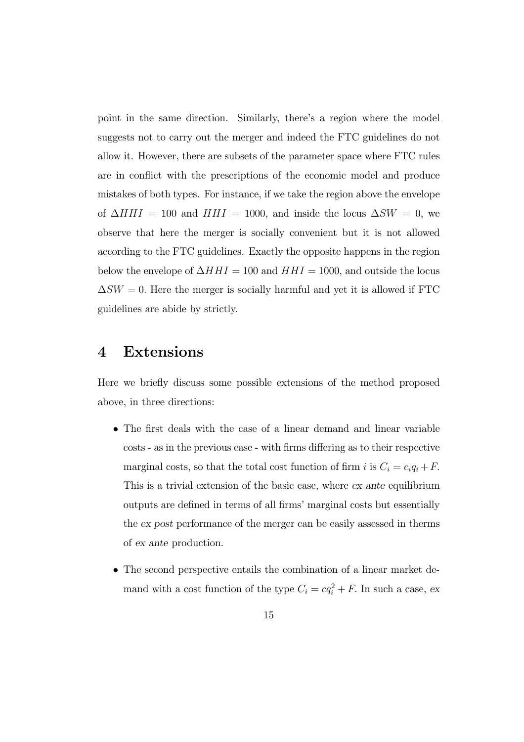point in the same direction. Similarly, there's a region where the model suggests not to carry out the merger and indeed the FTC guidelines do not allow it. However, there are subsets of the parameter space where FTC rules are in conflict with the prescriptions of the economic model and produce mistakes of both types. For instance, if we take the region above the envelope of $\Delta HHI = 100$ and $HHI = 1000$, and inside the locus $\Delta SW = 0$, we observe that here the merger is socially convenient but it is not allowed according to the FTC guidelines. Exactly the opposite happens in the region below the envelope of $\Delta HHI = 100$ and $HHI = 1000$, and outside the locus $\Delta SW = 0$. Here the merger is socially harmful and yet it is allowed if FTC guidelines are abide by strictly.

# 4 Extensions

Here we briefly discuss some possible extensions of the method proposed above, in three directions:

- The first deals with the case of a linear demand and linear variable costs - as in the previous case - with firms differing as to their respective marginal costs, so that the total cost function of firm $i$ is $C_i = c_i q_i + F$. This is a trivial extension of the basic case, where *ex ante* equilibrium outputs are defined in terms of all firms' marginal costs but essentially the *ex post* performance of the merger can be easily assessed in therms of *ex ante* production.
- The second perspective entails the combination of a linear market demand with a cost function of the type $C_i = cq_i^2 + F$. In such a case, *ex*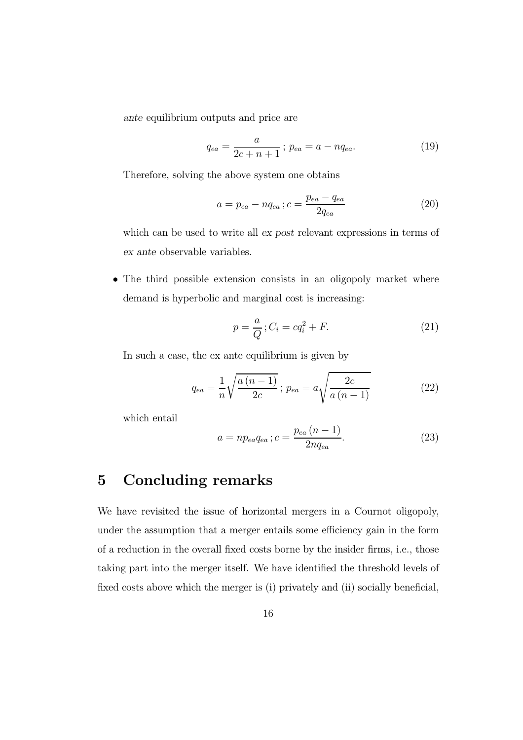*ante* equilibrium outputs and price are

$$q_{ea} = \frac{a}{2c+n+1}\,;\,p_{ea} = a - nq_{ea}. \tag{19}$$

Therefore, solving the above system one obtains

$$a = p_{ea} - nq_{ea}\,;c = \frac{p_{ea} - q_{ea}}{2q_{ea}} \tag{20}$$

which can be used to write all *ex post* relevant expressions in terms of *ex ante* observable variables.

- The third possible extension consists in an oligopoly market where demand is hyperbolic and marginal cost is increasing:

  $$p = \frac{a}{Q}\,;C_i = cq_i^2 + F. \tag{21}$$

  In such a case, the ex ante equilibrium is given by

  $$q_{ea} = \frac{1}{n}\sqrt{\frac{a\,(n-1)}{2c}}\,;\,p_{ea} = a\sqrt{\frac{2c}{a\,(n-1)}} \tag{22}$$

  which entail

  $$a = np_{ea}q_{ea}\,;c = \frac{p_{ea}\,(n-1)}{2nq_{ea}}. \tag{23}$$

# 5 Concluding remarks

We have revisited the issue of horizontal mergers in a Cournot oligopoly, under the assumption that a merger entails some efficiency gain in the form of a reduction in the overall fixed costs borne by the insider firms, i.e., those taking part into the merger itself. We have identified the threshold levels of fixed costs above which the merger is (i) privately and (ii) socially beneficial,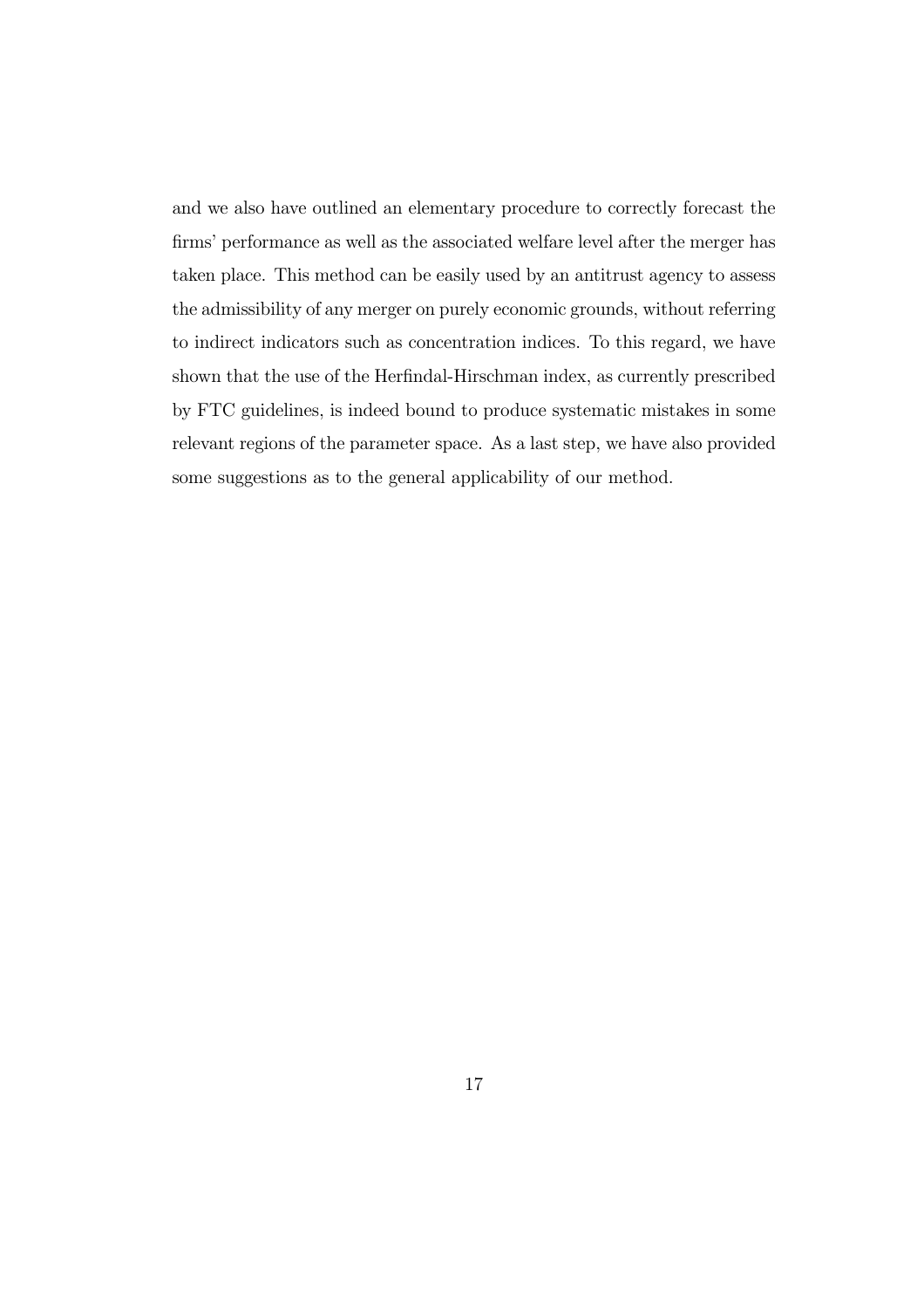and we also have outlined an elementary procedure to correctly forecast the firms' performance as well as the associated welfare level after the merger has taken place. This method can be easily used by an antitrust agency to assess the admissibility of any merger on purely economic grounds, without referring to indirect indicators such as concentration indices. To this regard, we have shown that the use of the Herfindal-Hirschman index, as currently prescribed by FTC guidelines, is indeed bound to produce systematic mistakes in some relevant regions of the parameter space. As a last step, we have also provided some suggestions as to the general applicability of our method.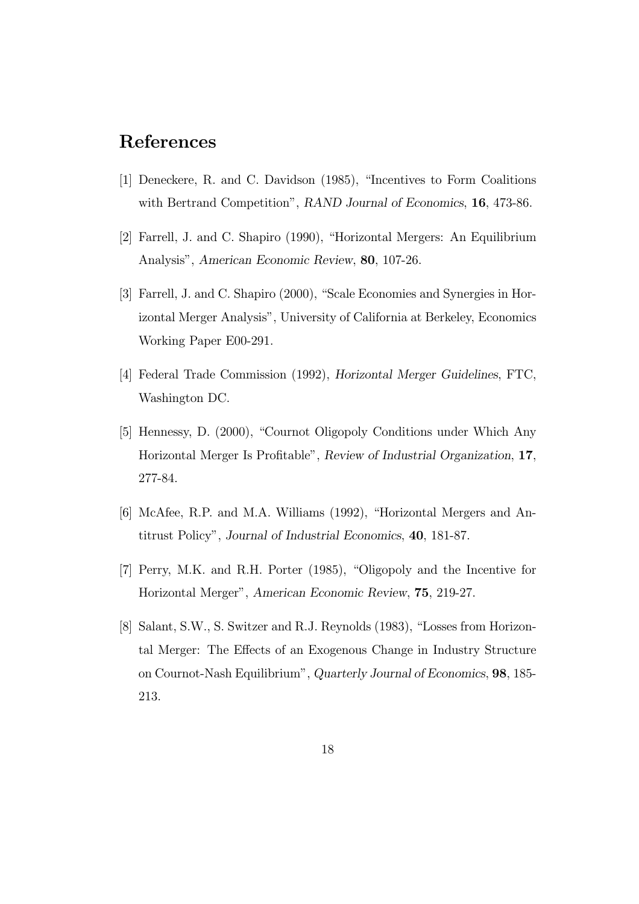# References

[1] Deneckere, R. and C. Davidson (1985), "Incentives to Form Coalitions with Bertrand Competition", *RAND Journal of Economics*, **16**, 473-86.

[2] Farrell, J. and C. Shapiro (1990), "Horizontal Mergers: An Equilibrium Analysis", *American Economic Review*, **80**, 107-26.

[3] Farrell, J. and C. Shapiro (2000), "Scale Economies and Synergies in Horizontal Merger Analysis", University of California at Berkeley, Economics Working Paper E00-291.

[4] Federal Trade Commission (1992), *Horizontal Merger Guidelines*, FTC, Washington DC.

[5] Hennessy, D. (2000), "Cournot Oligopoly Conditions under Which Any Horizontal Merger Is Profitable", *Review of Industrial Organization*, **17**, 277-84.

[6] McAfee, R.P. and M.A. Williams (1992), "Horizontal Mergers and Antitrust Policy", *Journal of Industrial Economics*, **40**, 181-87.

[7] Perry, M.K. and R.H. Porter (1985), "Oligopoly and the Incentive for Horizontal Merger", *American Economic Review*, **75**, 219-27.

[8] Salant, S.W., S. Switzer and R.J. Reynolds (1983), "Losses from Horizontal Merger: The Effects of an Exogenous Change in Industry Structure on Cournot-Nash Equilibrium", *Quarterly Journal of Economics*, **98**, 185-213.